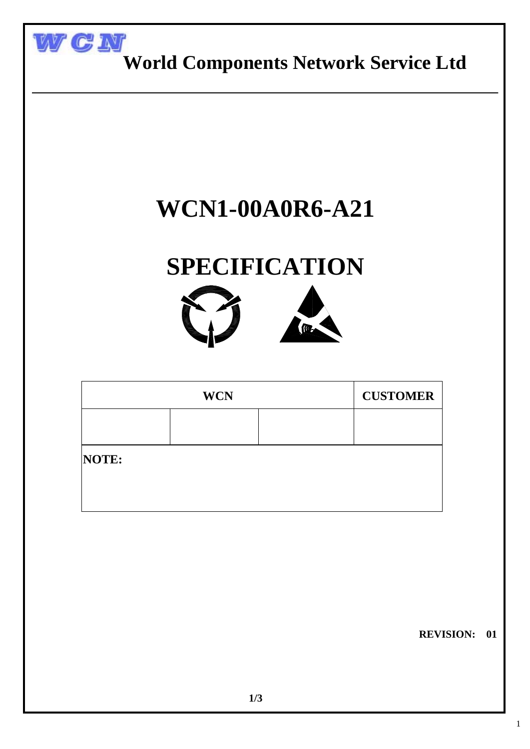WCN

**World Components Network Service Ltd**

# WCN1-00A0R6-A21

# SPECIFICATION

| WCN | | | CUSTOMER |
|---|---|---|---|
| | | | |

**NOTE:**

**REVISION: 01**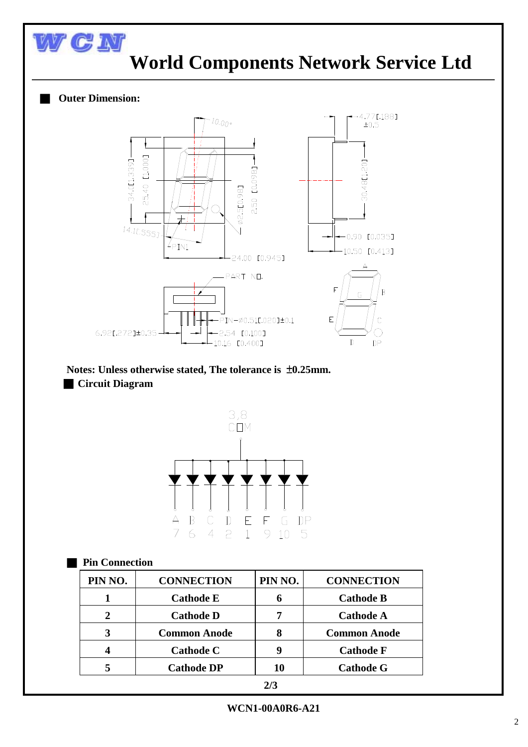# World Components Network Service Ltd

## Outer Dimension:

**Notes: Unless otherwise stated, The tolerance is ±0.25mm.**

## Circuit Diagram

## Pin Connection

| PIN NO. | CONNECTION | PIN NO. | CONNECTION |
|---|---|---|---|
| 1 | Cathode E | 6 | Cathode B |
| 2 | Cathode D | 7 | Cathode A |
| 3 | Common Anode | 8 | Common Anode |
| 4 | Cathode C | 9 | Cathode F |
| 5 | Cathode DP | 10 | Cathode G |

**WCN1-00A0R6-A21**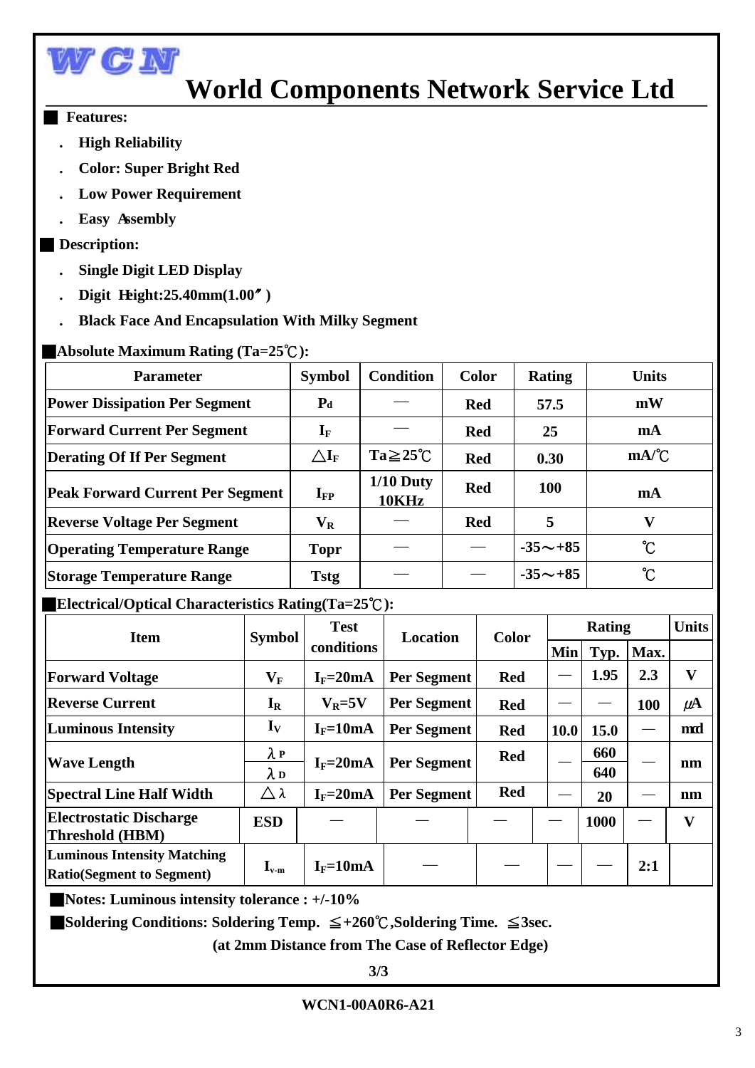# World Components Network Service Ltd

## Features:

- High Reliability
- Color: Super Bright Red
- Low Power Requirement
- Easy Assembly

## Description:

- Single Digit LED Display
- Digit Height:25.40mm(1.00″)
- Black Face And Encapsulation With Milky Segment

## Absolute Maximum Rating (Ta=25℃):

| Parameter | Symbol | Condition | Color | Rating | Units |
|---|---|---|---|---|---|
| Power Dissipation Per Segment | $P_d$ | — | Red | 57.5 | mW |
| Forward Current Per Segment | $I_F$ | — | Red | 25 | mA |
| Derating Of If Per Segment | $\triangle I_F$ | Ta≧25℃ | Red | 0.30 | mA/℃ |
| Peak Forward Current Per Segment | $I_{FP}$ | 1/10 Duty 10KHz | Red | 100 | mA |
| Reverse Voltage Per Segment | $V_R$ | — | Red | 5 | V |
| Operating Temperature Range | Topr | — | — | -35～+85 | ℃ |
| Storage Temperature Range | Tstg | — | — | -35～+85 | ℃ |

## Electrical/Optical Characteristics Rating(Ta=25℃):

| Item | Symbol | Test conditions | Location | Color | Rating | | | Units |
|---|---|---|---|---|---|---|---|---|
| | | | | | Min | Typ. | Max. | |
| Forward Voltage | $V_F$ | $I_F$=20mA | Per Segment | Red | — | 1.95 | 2.3 | V |
| Reverse Current | $I_R$ | $V_R$=5V | Per Segment | Red | — | — | 100 | μA |
| Luminous Intensity | $I_V$ | $I_F$=10mA | Per Segment | Red | 10.0 | 15.0 | — | mcd |
| Wave Length | $\lambda_P$ | $I_F$=20mA | Per Segment | Red | — | 660 | — | nm |
| | $\lambda_D$ | | | | | 640 | | |
| Spectral Line Half Width | $\triangle\lambda$ | $I_F$=20mA | Per Segment | Red | — | 20 | — | nm |
| Electrostatic Discharge Threshold (HBM) | ESD | — | — | — | — | 1000 | — | V |
| Luminous Intensity Matching Ratio(Segment to Segment) | $I_{v\text{-}m}$ | $I_F$=10mA | — | — | — | — | 2:1 | |

**Notes: Luminous intensity tolerance : +/-10%**

**Soldering Conditions: Soldering Temp. ≦+260℃,Soldering Time. ≦3sec.**

**(at 2mm Distance from The Case of Reflector Edge)**

WCN1-00A0R6-A21